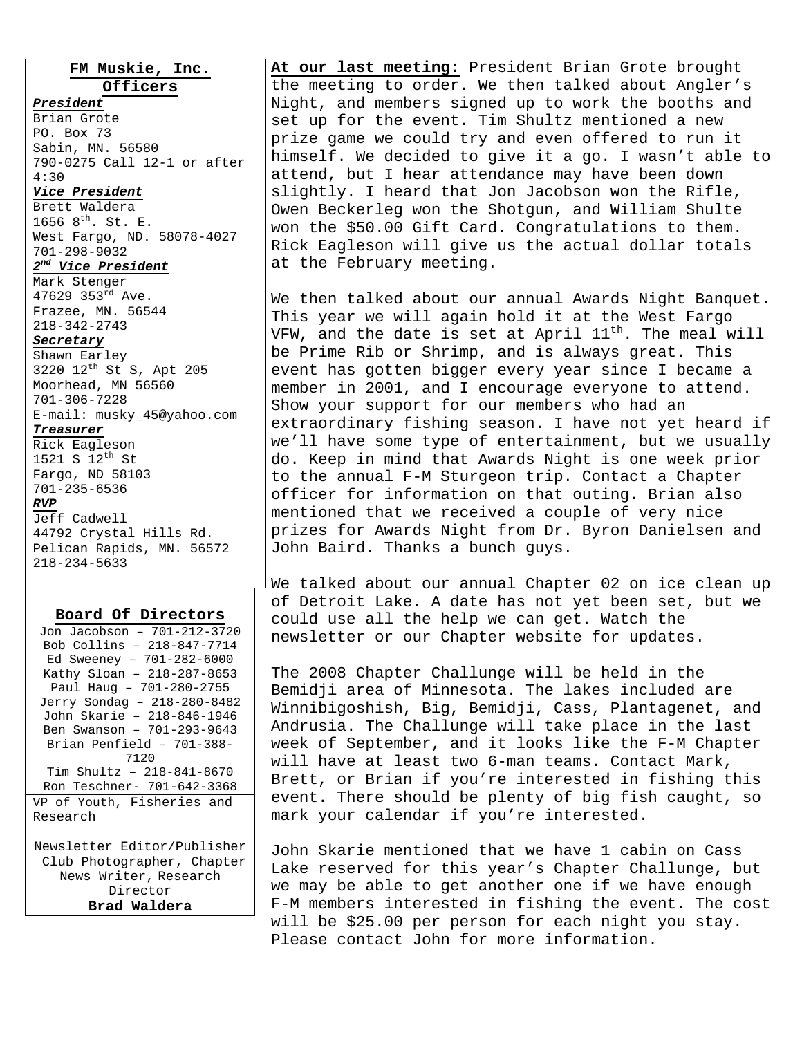## FM Muskie, Inc. Officers

***President***
Brian Grote
PO. Box 73
Sabin, MN. 56580
790-0275 Call 12-1 or after 4:30

***Vice President***
Brett Waldera
1656 8th. St. E.
West Fargo, ND. 58078-4027
701-298-9032

***2nd Vice President***
Mark Stenger
47629 353rd Ave.
Frazee, MN. 56544
218-342-2743

***Secretary***
Shawn Earley
3220 12th St S, Apt 205
Moorhead, MN 56560
701-306-7228
E-mail: musky_45@yahoo.com

***Treasurer***
Rick Eagleson
1521 S 12th St
Fargo, ND 58103
701-235-6536

***RVP***
Jeff Cadwell
44792 Crystal Hills Rd.
Pelican Rapids, MN. 56572
218-234-5633

## Board Of Directors

Jon Jacobson – 701-212-3720
Bob Collins – 218-847-7714
Ed Sweeney – 701-282-6000
Kathy Sloan – 218-287-8653
Paul Haug – 701-280-2755
Jerry Sondag – 218-280-8482
John Skarie – 218-846-1946
Ben Swanson – 701-293-9643
Brian Penfield – 701-388-7120
Tim Shultz – 218-841-8670
Ron Teschner- 701-642-3368

VP of Youth, Fisheries and Research

Newsletter Editor/Publisher Club Photographer, Chapter News Writer, Research Director
**Brad Waldera**

**At our last meeting:** President Brian Grote brought the meeting to order. We then talked about Angler's Night, and members signed up to work the booths and set up for the event. Tim Shultz mentioned a new prize game we could try and even offered to run it himself. We decided to give it a go. I wasn't able to attend, but I hear attendance may have been down slightly. I heard that Jon Jacobson won the Rifle, Owen Beckerleg won the Shotgun, and William Shulte won the $50.00 Gift Card. Congratulations to them. Rick Eagleson will give us the actual dollar totals at the February meeting.

We then talked about our annual Awards Night Banquet. This year we will again hold it at the West Fargo VFW, and the date is set at April 11th. The meal will be Prime Rib or Shrimp, and is always great. This event has gotten bigger every year since I became a member in 2001, and I encourage everyone to attend. Show your support for our members who had an extraordinary fishing season. I have not yet heard if we'll have some type of entertainment, but we usually do. Keep in mind that Awards Night is one week prior to the annual F-M Sturgeon trip. Contact a Chapter officer for information on that outing. Brian also mentioned that we received a couple of very nice prizes for Awards Night from Dr. Byron Danielsen and John Baird. Thanks a bunch guys.

We talked about our annual Chapter 02 on ice clean up of Detroit Lake. A date has not yet been set, but we could use all the help we can get. Watch the newsletter or our Chapter website for updates.

The 2008 Chapter Challunge will be held in the Bemidji area of Minnesota. The lakes included are Winnibigoshish, Big, Bemidji, Cass, Plantagenet, and Andrusia. The Challunge will take place in the last week of September, and it looks like the F-M Chapter will have at least two 6-man teams. Contact Mark, Brett, or Brian if you're interested in fishing this event. There should be plenty of big fish caught, so mark your calendar if you're interested.

John Skarie mentioned that we have 1 cabin on Cass Lake reserved for this year's Chapter Challunge, but we may be able to get another one if we have enough F-M members interested in fishing the event. The cost will be $25.00 per person for each night you stay. Please contact John for more information.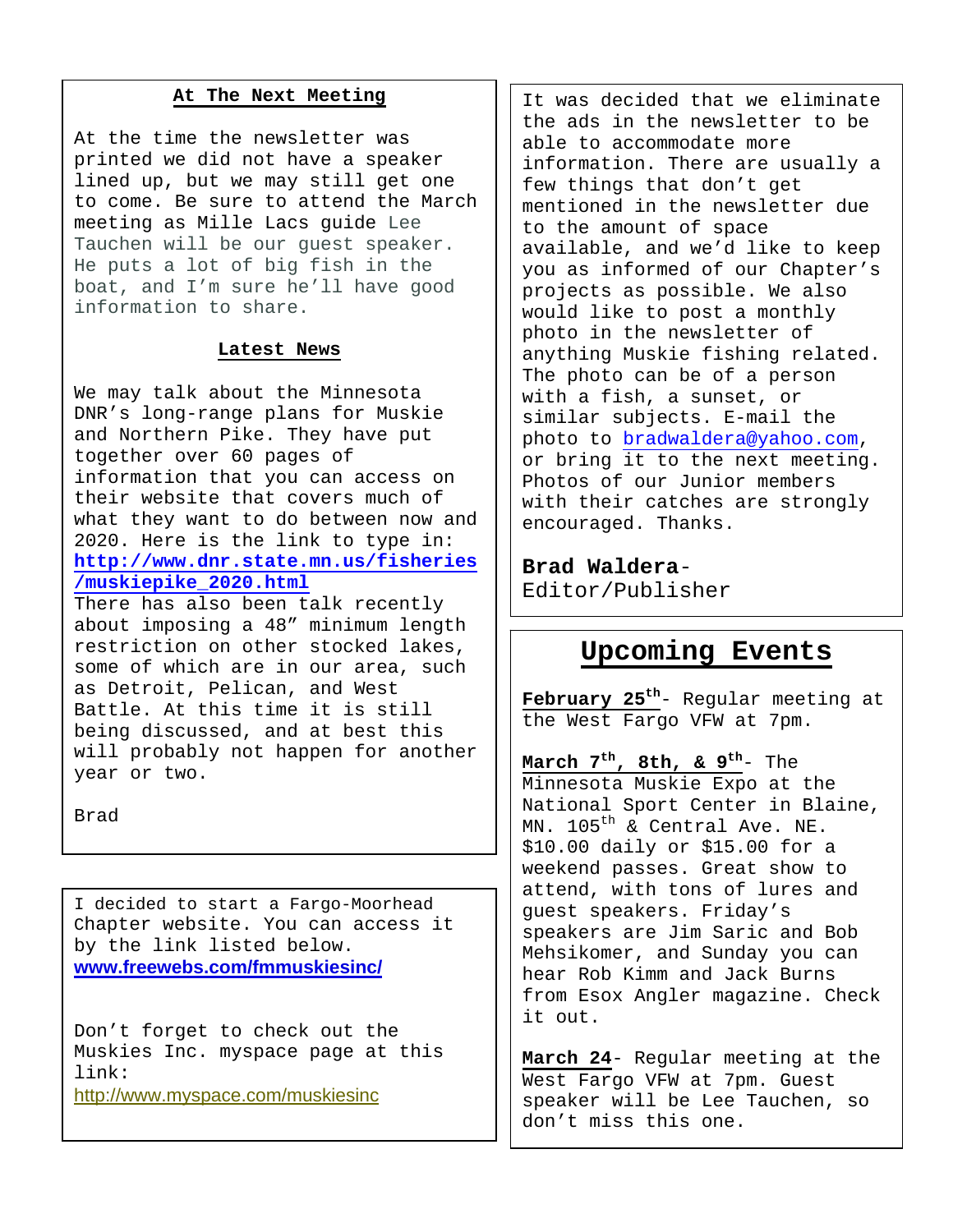## At The Next Meeting

At the time the newsletter was printed we did not have a speaker lined up, but we may still get one to come. Be sure to attend the March meeting as Mille Lacs guide Lee Tauchen will be our guest speaker. He puts a lot of big fish in the boat, and I'm sure he'll have good information to share.

## Latest News

We may talk about the Minnesota DNR's long-range plans for Muskie and Northern Pike. They have put together over 60 pages of information that you can access on their website that covers much of what they want to do between now and 2020. Here is the link to type in: **http://www.dnr.state.mn.us/fisheries/muskiepike_2020.html**

There has also been talk recently about imposing a 48" minimum length restriction on other stocked lakes, some of which are in our area, such as Detroit, Pelican, and West Battle. At this time it is still being discussed, and at best this will probably not happen for another year or two.

Brad

I decided to start a Fargo-Moorhead Chapter website. You can access it by the link listed below.
**www.freewebs.com/fmmuskiesinc/**

Don't forget to check out the Muskies Inc. myspace page at this link:
http://www.myspace.com/muskiesinc

It was decided that we eliminate the ads in the newsletter to be able to accommodate more information. There are usually a few things that don't get mentioned in the newsletter due to the amount of space available, and we'd like to keep you as informed of our Chapter's projects as possible. We also would like to post a monthly photo in the newsletter of anything Muskie fishing related. The photo can be of a person with a fish, a sunset, or similar subjects. E-mail the photo to bradwaldera@yahoo.com, or bring it to the next meeting. Photos of our Junior members with their catches are strongly encouraged. Thanks.

**Brad Waldera**-
Editor/Publisher

## Upcoming Events

**February 25th**- Regular meeting at the West Fargo VFW at 7pm.

**March 7th, 8th, & 9th**- The Minnesota Muskie Expo at the National Sport Center in Blaine, MN. 105th & Central Ave. NE. $10.00 daily or $15.00 for a weekend passes. Great show to attend, with tons of lures and guest speakers. Friday's speakers are Jim Saric and Bob Mehsikomer, and Sunday you can hear Rob Kimm and Jack Burns from Esox Angler magazine. Check it out.

**March 24**- Regular meeting at the West Fargo VFW at 7pm. Guest speaker will be Lee Tauchen, so don't miss this one.